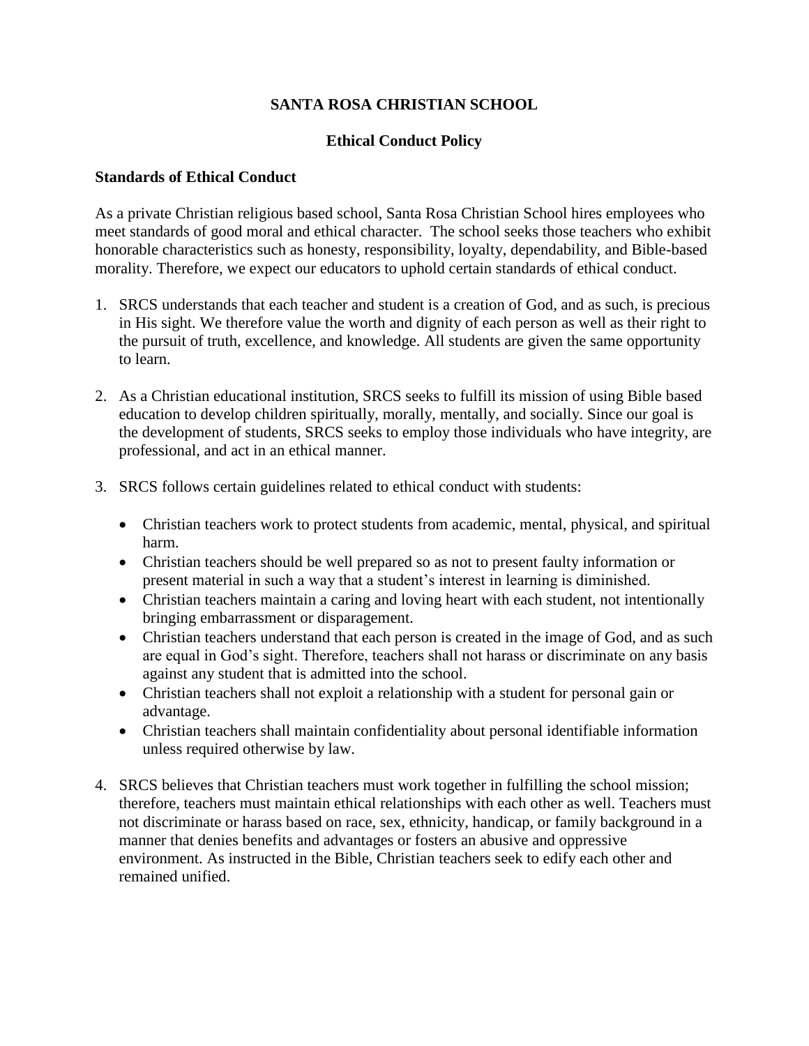# SANTA ROSA CHRISTIAN SCHOOL

## Ethical Conduct Policy

### Standards of Ethical Conduct

As a private Christian religious based school, Santa Rosa Christian School hires employees who meet standards of good moral and ethical character. The school seeks those teachers who exhibit honorable characteristics such as honesty, responsibility, loyalty, dependability, and Bible-based morality. Therefore, we expect our educators to uphold certain standards of ethical conduct.

1. SRCS understands that each teacher and student is a creation of God, and as such, is precious in His sight. We therefore value the worth and dignity of each person as well as their right to the pursuit of truth, excellence, and knowledge. All students are given the same opportunity to learn.

2. As a Christian educational institution, SRCS seeks to fulfill its mission of using Bible based education to develop children spiritually, morally, mentally, and socially. Since our goal is the development of students, SRCS seeks to employ those individuals who have integrity, are professional, and act in an ethical manner.

3. SRCS follows certain guidelines related to ethical conduct with students:

   - Christian teachers work to protect students from academic, mental, physical, and spiritual harm.
   - Christian teachers should be well prepared so as not to present faulty information or present material in such a way that a student's interest in learning is diminished.
   - Christian teachers maintain a caring and loving heart with each student, not intentionally bringing embarrassment or disparagement.
   - Christian teachers understand that each person is created in the image of God, and as such are equal in God's sight. Therefore, teachers shall not harass or discriminate on any basis against any student that is admitted into the school.
   - Christian teachers shall not exploit a relationship with a student for personal gain or advantage.
   - Christian teachers shall maintain confidentiality about personal identifiable information unless required otherwise by law.

4. SRCS believes that Christian teachers must work together in fulfilling the school mission; therefore, teachers must maintain ethical relationships with each other as well. Teachers must not discriminate or harass based on race, sex, ethnicity, handicap, or family background in a manner that denies benefits and advantages or fosters an abusive and oppressive environment. As instructed in the Bible, Christian teachers seek to edify each other and remained unified.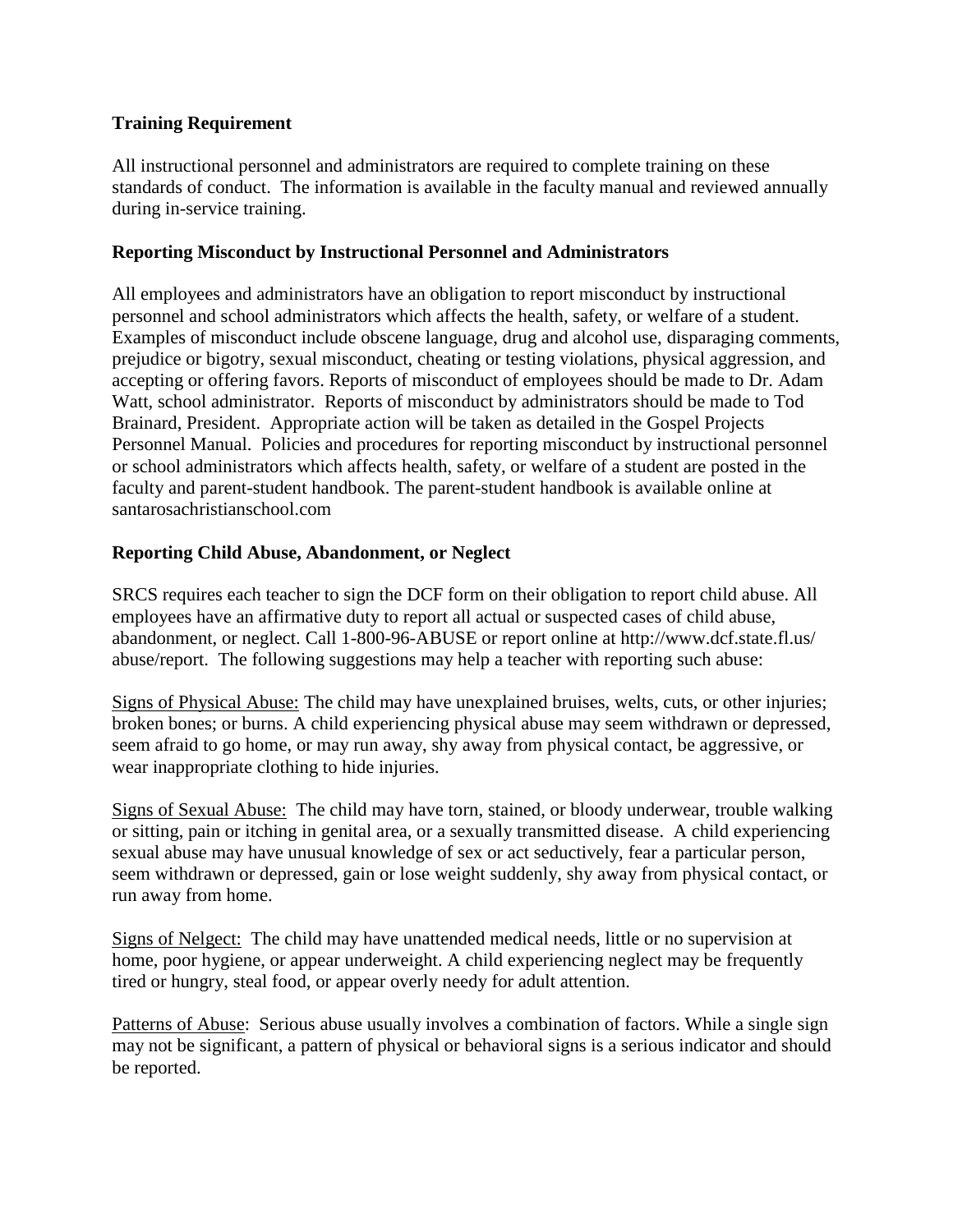**Training Requirement**

All instructional personnel and administrators are required to complete training on these standards of conduct. The information is available in the faculty manual and reviewed annually during in-service training.

**Reporting Misconduct by Instructional Personnel and Administrators**

All employees and administrators have an obligation to report misconduct by instructional personnel and school administrators which affects the health, safety, or welfare of a student. Examples of misconduct include obscene language, drug and alcohol use, disparaging comments, prejudice or bigotry, sexual misconduct, cheating or testing violations, physical aggression, and accepting or offering favors. Reports of misconduct of employees should be made to Dr. Adam Watt, school administrator. Reports of misconduct by administrators should be made to Tod Brainard, President. Appropriate action will be taken as detailed in the Gospel Projects Personnel Manual. Policies and procedures for reporting misconduct by instructional personnel or school administrators which affects health, safety, or welfare of a student are posted in the faculty and parent-student handbook. The parent-student handbook is available online at santarosachristianschool.com

**Reporting Child Abuse, Abandonment, or Neglect**

SRCS requires each teacher to sign the DCF form on their obligation to report child abuse. All employees have an affirmative duty to report all actual or suspected cases of child abuse, abandonment, or neglect. Call 1-800-96-ABUSE or report online at http://www.dcf.state.fl.us/abuse/report. The following suggestions may help a teacher with reporting such abuse:

Signs of Physical Abuse: The child may have unexplained bruises, welts, cuts, or other injuries; broken bones; or burns. A child experiencing physical abuse may seem withdrawn or depressed, seem afraid to go home, or may run away, shy away from physical contact, be aggressive, or wear inappropriate clothing to hide injuries.

Signs of Sexual Abuse: The child may have torn, stained, or bloody underwear, trouble walking or sitting, pain or itching in genital area, or a sexually transmitted disease. A child experiencing sexual abuse may have unusual knowledge of sex or act seductively, fear a particular person, seem withdrawn or depressed, gain or lose weight suddenly, shy away from physical contact, or run away from home.

Signs of Nelgect: The child may have unattended medical needs, little or no supervision at home, poor hygiene, or appear underweight. A child experiencing neglect may be frequently tired or hungry, steal food, or appear overly needy for adult attention.

Patterns of Abuse: Serious abuse usually involves a combination of factors. While a single sign may not be significant, a pattern of physical or behavioral signs is a serious indicator and should be reported.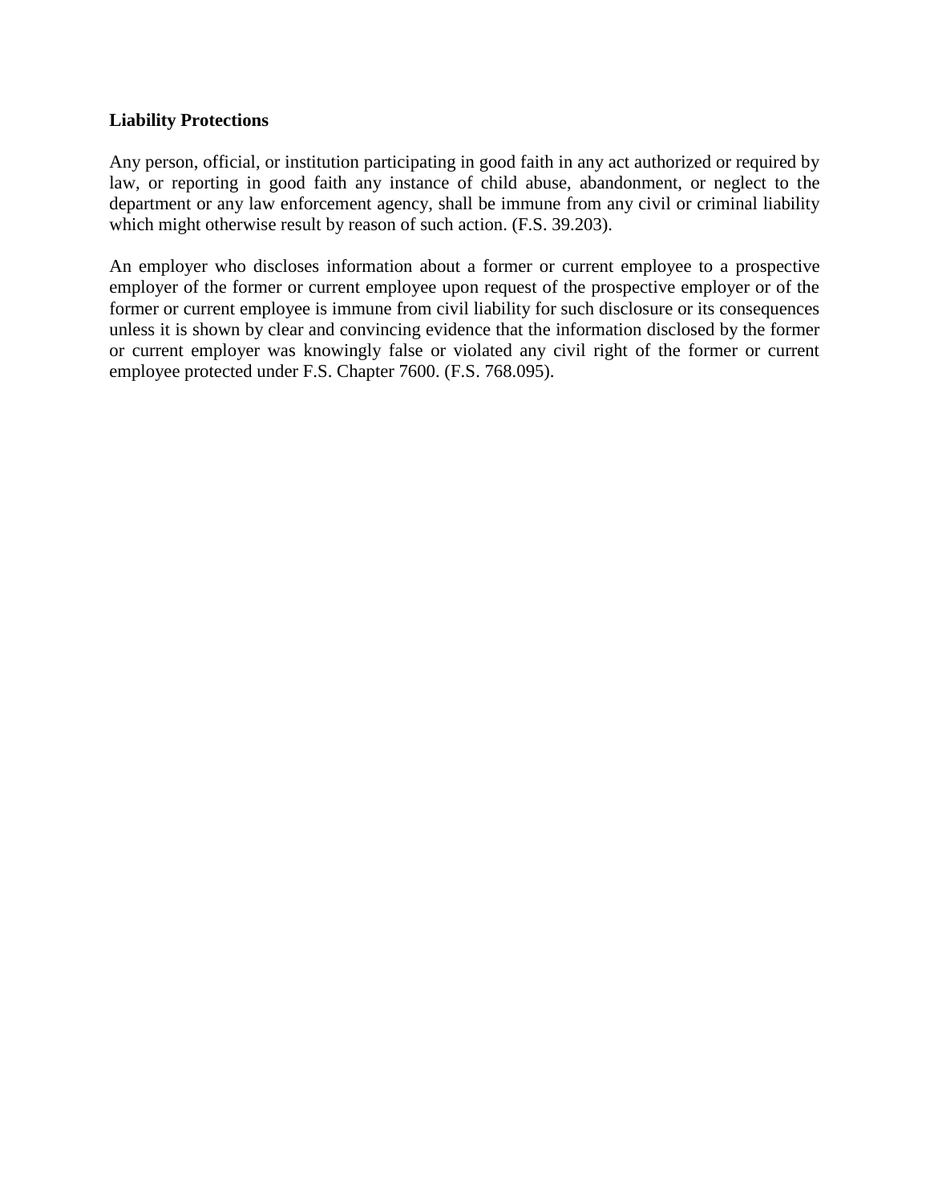**Liability Protections**

Any person, official, or institution participating in good faith in any act authorized or required by law, or reporting in good faith any instance of child abuse, abandonment, or neglect to the department or any law enforcement agency, shall be immune from any civil or criminal liability which might otherwise result by reason of such action. (F.S. 39.203).

An employer who discloses information about a former or current employee to a prospective employer of the former or current employee upon request of the prospective employer or of the former or current employee is immune from civil liability for such disclosure or its consequences unless it is shown by clear and convincing evidence that the information disclosed by the former or current employer was knowingly false or violated any civil right of the former or current employee protected under F.S. Chapter 7600. (F.S. 768.095).